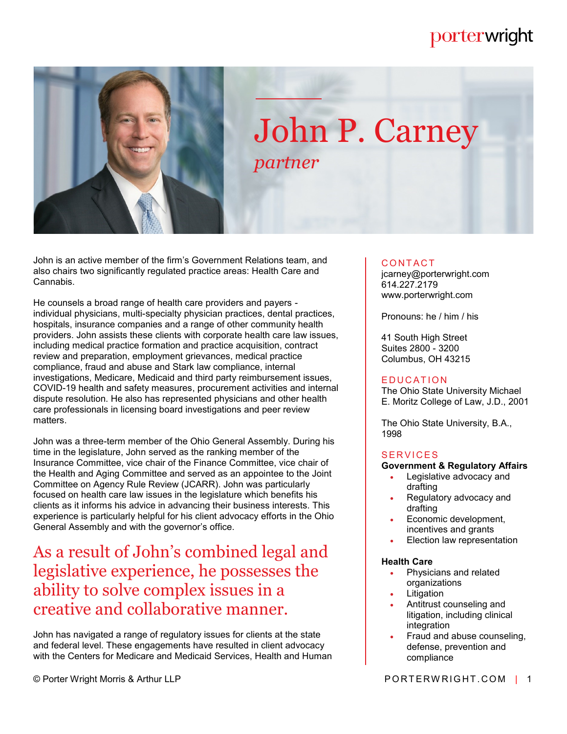porterwright

# John P. Carney

*partner*

John is an active member of the firm's Government Relations team, and also chairs two significantly regulated practice areas: Health Care and Cannabis.

He counsels a broad range of health care providers and payers - individual physicians, multi-specialty physician practices, dental practices, hospitals, insurance companies and a range of other community health providers. John assists these clients with corporate health care law issues, including medical practice formation and practice acquisition, contract review and preparation, employment grievances, medical practice compliance, fraud and abuse and Stark law compliance, internal investigations, Medicare, Medicaid and third party reimbursement issues, COVID-19 health and safety measures, procurement activities and internal dispute resolution. He also has represented physicians and other health care professionals in licensing board investigations and peer review matters.

John was a three-term member of the Ohio General Assembly. During his time in the legislature, John served as the ranking member of the Insurance Committee, vice chair of the Finance Committee, vice chair of the Health and Aging Committee and served as an appointee to the Joint Committee on Agency Rule Review (JCARR). John was particularly focused on health care law issues in the legislature which benefits his clients as it informs his advice in advancing their business interests. This experience is particularly helpful for his client advocacy efforts in the Ohio General Assembly and with the governor's office.

> As a result of John's combined legal and legislative experience, he possesses the ability to solve complex issues in a creative and collaborative manner.

John has navigated a range of regulatory issues for clients at the state and federal level. These engagements have resulted in client advocacy with the Centers for Medicare and Medicaid Services, Health and Human

## CONTACT

jcarney@porterwright.com
614.227.2179
www.porterwright.com

Pronouns: he / him / his

41 South High Street
Suites 2800 - 3200
Columbus, OH 43215

## EDUCATION

The Ohio State University Michael E. Moritz College of Law, J.D., 2001

The Ohio State University, B.A., 1998

## SERVICES

**Government & Regulatory Affairs**

- Legislative advocacy and drafting
- Regulatory advocacy and drafting
- Economic development, incentives and grants
- Election law representation

**Health Care**

- Physicians and related organizations
- Litigation
- Antitrust counseling and litigation, including clinical integration
- Fraud and abuse counseling, defense, prevention and compliance

© Porter Wright Morris & Arthur LLP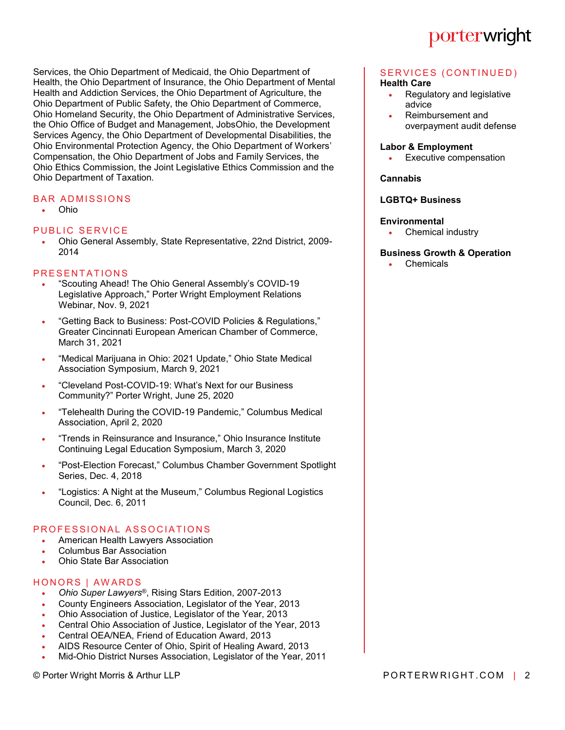Services, the Ohio Department of Medicaid, the Ohio Department of Health, the Ohio Department of Insurance, the Ohio Department of Mental Health and Addiction Services, the Ohio Department of Agriculture, the Ohio Department of Public Safety, the Ohio Department of Commerce, Ohio Homeland Security, the Ohio Department of Administrative Services, the Ohio Office of Budget and Management, JobsOhio, the Development Services Agency, the Ohio Department of Developmental Disabilities, the Ohio Environmental Protection Agency, the Ohio Department of Workers' Compensation, the Ohio Department of Jobs and Family Services, the Ohio Ethics Commission, the Joint Legislative Ethics Commission and the Ohio Department of Taxation.

## BAR ADMISSIONS

- Ohio

## PUBLIC SERVICE

- Ohio General Assembly, State Representative, 22nd District, 2009-2014

## PRESENTATIONS

- "Scouting Ahead! The Ohio General Assembly's COVID-19 Legislative Approach," Porter Wright Employment Relations Webinar, Nov. 9, 2021
- "Getting Back to Business: Post-COVID Policies & Regulations," Greater Cincinnati European American Chamber of Commerce, March 31, 2021
- "Medical Marijuana in Ohio: 2021 Update," Ohio State Medical Association Symposium, March 9, 2021
- "Cleveland Post-COVID-19: What's Next for our Business Community?" Porter Wright, June 25, 2020
- "Telehealth During the COVID-19 Pandemic," Columbus Medical Association, April 2, 2020
- "Trends in Reinsurance and Insurance," Ohio Insurance Institute Continuing Legal Education Symposium, March 3, 2020
- "Post-Election Forecast," Columbus Chamber Government Spotlight Series, Dec. 4, 2018
- "Logistics: A Night at the Museum," Columbus Regional Logistics Council, Dec. 6, 2011

## PROFESSIONAL ASSOCIATIONS

- American Health Lawyers Association
- Columbus Bar Association
- Ohio State Bar Association

## HONORS | AWARDS

- *Ohio Super Lawyers*®, Rising Stars Edition, 2007-2013
- County Engineers Association, Legislator of the Year, 2013
- Ohio Association of Justice, Legislator of the Year, 2013
- Central Ohio Association of Justice, Legislator of the Year, 2013
- Central OEA/NEA, Friend of Education Award, 2013
- AIDS Resource Center of Ohio, Spirit of Healing Award, 2013
- Mid-Ohio District Nurses Association, Legislator of the Year, 2011

## SERVICES (CONTINUED)

**Health Care**

- Regulatory and legislative advice
- Reimbursement and overpayment audit defense

**Labor & Employment**

- Executive compensation

**Cannabis**

**LGBTQ+ Business**

**Environmental**

- Chemical industry

**Business Growth & Operation**

- Chemicals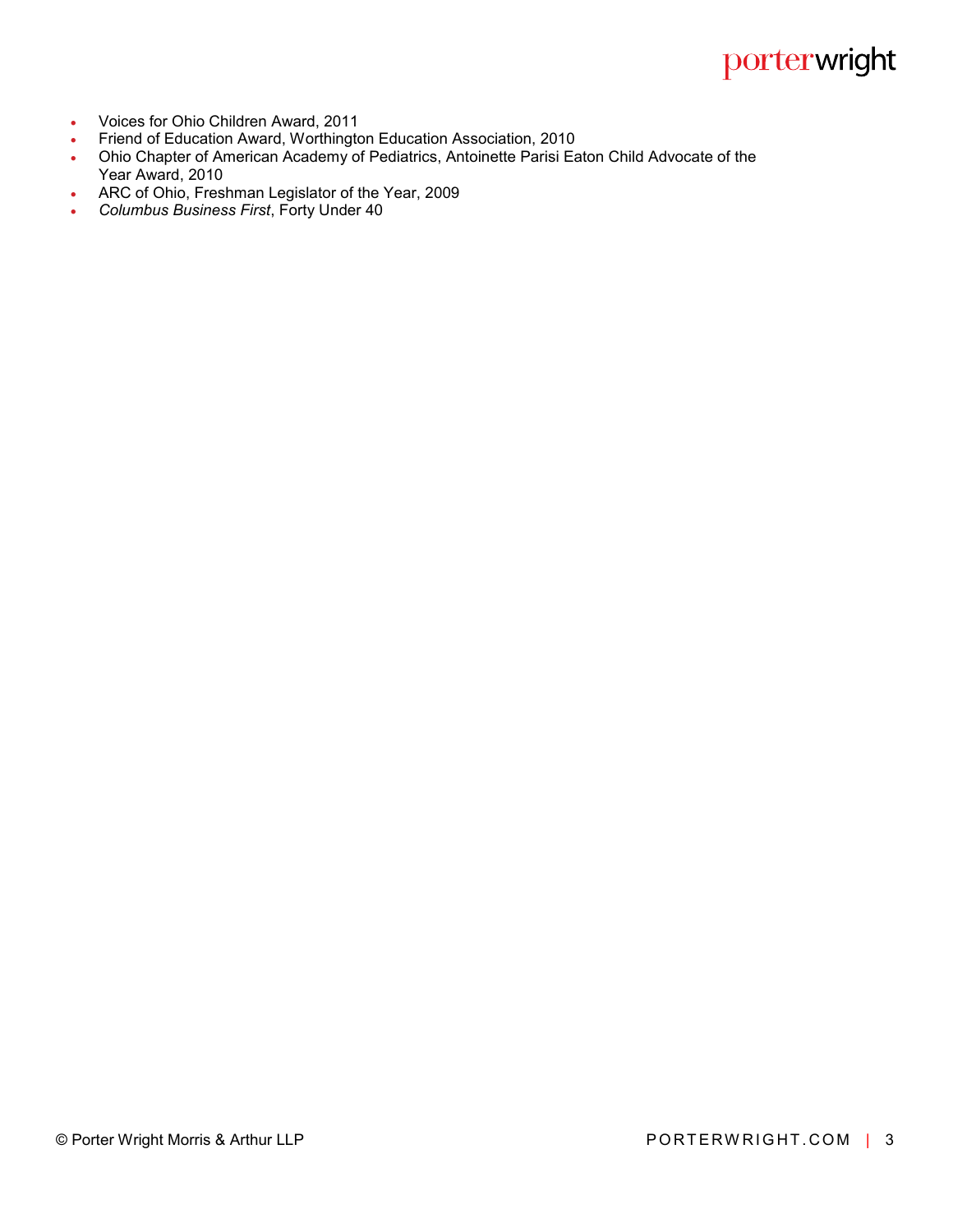- Voices for Ohio Children Award, 2011
- Friend of Education Award, Worthington Education Association, 2010
- Ohio Chapter of American Academy of Pediatrics, Antoinette Parisi Eaton Child Advocate of the Year Award, 2010
- ARC of Ohio, Freshman Legislator of the Year, 2009
- *Columbus Business First*, Forty Under 40